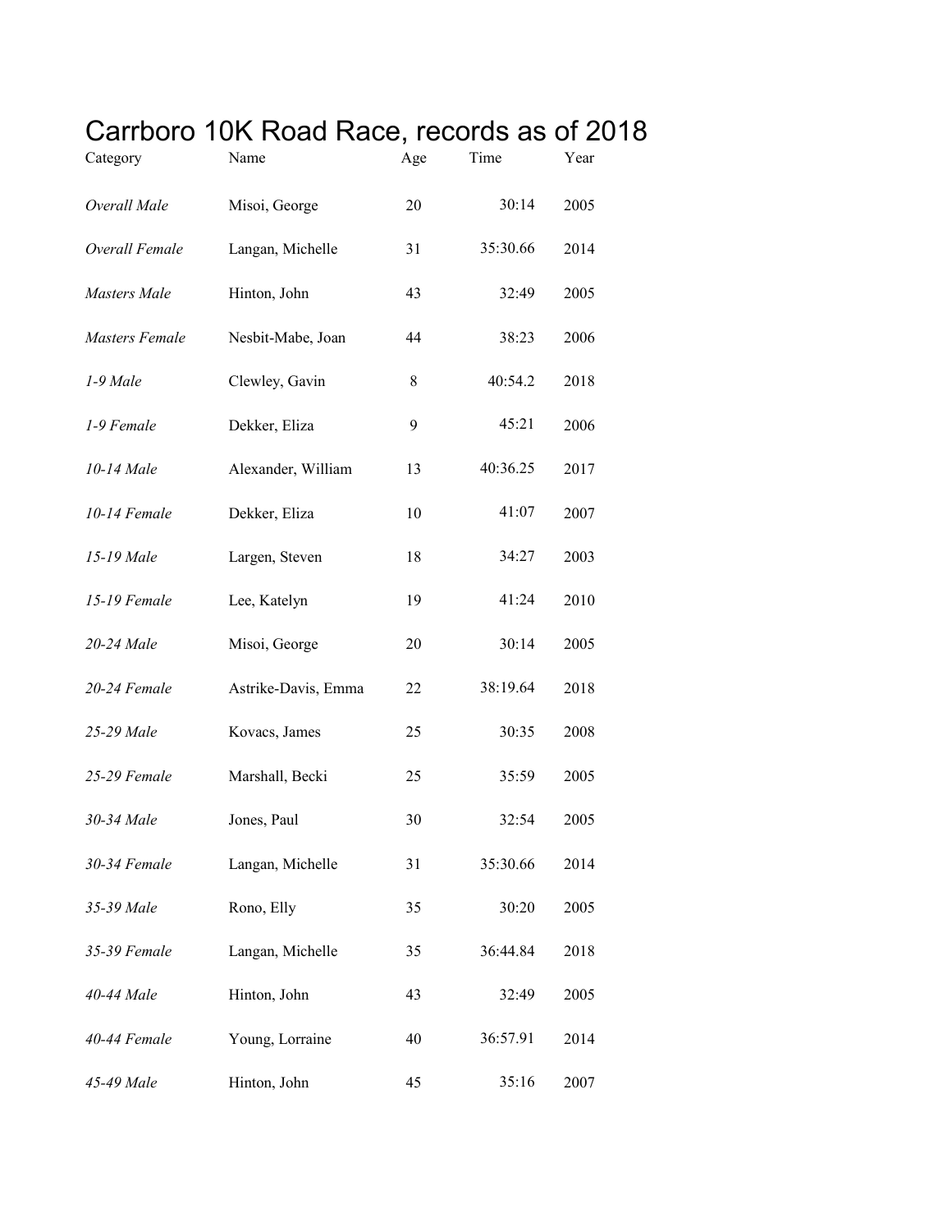# Carrboro 10K Road Race, records as of 2018

| Category | Name | Age | Time | Year |
|---|---|---|---|---|
| *Overall Male* | Misoi, George | 20 | 30:14 | 2005 |
| *Overall Female* | Langan, Michelle | 31 | 35:30.66 | 2014 |
| *Masters Male* | Hinton, John | 43 | 32:49 | 2005 |
| *Masters Female* | Nesbit-Mabe, Joan | 44 | 38:23 | 2006 |
| *1-9 Male* | Clewley, Gavin | 8 | 40:54.2 | 2018 |
| *1-9 Female* | Dekker, Eliza | 9 | 45:21 | 2006 |
| *10-14 Male* | Alexander, William | 13 | 40:36.25 | 2017 |
| *10-14 Female* | Dekker, Eliza | 10 | 41:07 | 2007 |
| *15-19 Male* | Largen, Steven | 18 | 34:27 | 2003 |
| *15-19 Female* | Lee, Katelyn | 19 | 41:24 | 2010 |
| *20-24 Male* | Misoi, George | 20 | 30:14 | 2005 |
| *20-24 Female* | Astrike-Davis, Emma | 22 | 38:19.64 | 2018 |
| *25-29 Male* | Kovacs, James | 25 | 30:35 | 2008 |
| *25-29 Female* | Marshall, Becki | 25 | 35:59 | 2005 |
| *30-34 Male* | Jones, Paul | 30 | 32:54 | 2005 |
| *30-34 Female* | Langan, Michelle | 31 | 35:30.66 | 2014 |
| *35-39 Male* | Rono, Elly | 35 | 30:20 | 2005 |
| *35-39 Female* | Langan, Michelle | 35 | 36:44.84 | 2018 |
| *40-44 Male* | Hinton, John | 43 | 32:49 | 2005 |
| *40-44 Female* | Young, Lorraine | 40 | 36:57.91 | 2014 |
| *45-49 Male* | Hinton, John | 45 | 35:16 | 2007 |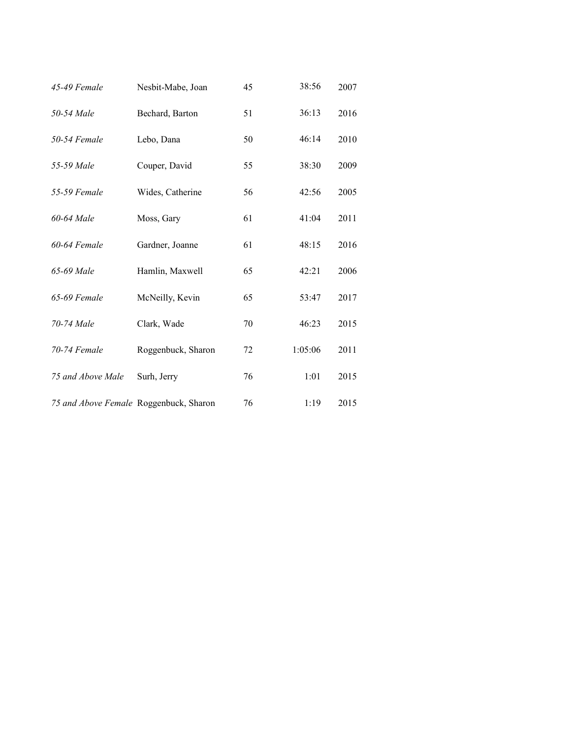| | | | | |
|---|---|---|---|---|
| *45-49 Female* | Nesbit-Mabe, Joan | 45 | 38:56 | 2007 |
| *50-54 Male* | Bechard, Barton | 51 | 36:13 | 2016 |
| *50-54 Female* | Lebo, Dana | 50 | 46:14 | 2010 |
| *55-59 Male* | Couper, David | 55 | 38:30 | 2009 |
| *55-59 Female* | Wides, Catherine | 56 | 42:56 | 2005 |
| *60-64 Male* | Moss, Gary | 61 | 41:04 | 2011 |
| *60-64 Female* | Gardner, Joanne | 61 | 48:15 | 2016 |
| *65-69 Male* | Hamlin, Maxwell | 65 | 42:21 | 2006 |
| *65-69 Female* | McNeilly, Kevin | 65 | 53:47 | 2017 |
| *70-74 Male* | Clark, Wade | 70 | 46:23 | 2015 |
| *70-74 Female* | Roggenbuck, Sharon | 72 | 1:05:06 | 2011 |
| *75 and Above Male* | Surh, Jerry | 76 | 1:01 | 2015 |
| *75 and Above Female* | Roggenbuck, Sharon | 76 | 1:19 | 2015 |